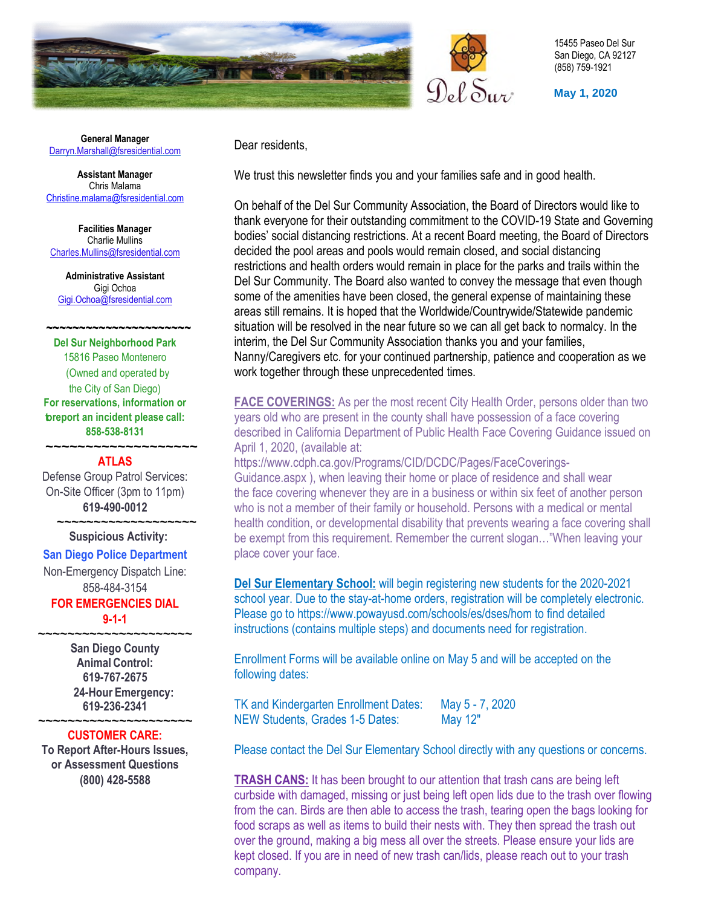15455 Paseo Del Sur
San Diego, CA 92127
(858) 759-1921

**May 1, 2020**

**General Manager**
Darryn.Marshall@fsresidential.com

**Assistant Manager**
Chris Malama
Christine.malama@fsresidential.com

**Facilities Manager**
Charlie Mullins
Charles.Mullins@fsresidential.com

**Administrative Assistant**
Gigi Ochoa
Gigi.Ochoa@fsresidential.com

~~~~~~~~~~~~~~~~~~~~~~

**Del Sur Neighborhood Park**
15816 Paseo Montenero
(Owned and operated by the City of San Diego)
**For reservations, information or to report an incident please call:**
**858-538-8131**

~~~~~~~~~~~~~~~~~~~~~~

**ATLAS**
Defense Group Patrol Services:
On-Site Officer (3pm to 11pm)
**619-490-0012**

~~~~~~~~~~~~~~~~~~~~~~

**Suspicious Activity:**
**San Diego Police Department**
Non-Emergency Dispatch Line:
858-484-3154
**FOR EMERGENCIES DIAL 9-1-1**

~~~~~~~~~~~~~~~~~~~~~~

**San Diego County Animal Control:**
**619-767-2675**
**24-Hour Emergency:**
**619-236-2341**

~~~~~~~~~~~~~~~~~~~~~~

**CUSTOMER CARE:**
**To Report After-Hours Issues, or Assessment Questions**
**(800) 428-5588**

Dear residents,

We trust this newsletter finds you and your families safe and in good health.

On behalf of the Del Sur Community Association, the Board of Directors would like to thank everyone for their outstanding commitment to the COVID-19 State and Governing bodies' social distancing restrictions. At a recent Board meeting, the Board of Directors decided the pool areas and pools would remain closed, and social distancing restrictions and health orders would remain in place for the parks and trails within the Del Sur Community. The Board also wanted to convey the message that even though some of the amenities have been closed, the general expense of maintaining these areas still remains. It is hoped that the Worldwide/Countrywide/Statewide pandemic situation will be resolved in the near future so we can all get back to normalcy. In the interim, the Del Sur Community Association thanks you and your families, Nanny/Caregivers etc. for your continued partnership, patience and cooperation as we work together through these unprecedented times.

**FACE COVERINGS:** As per the most recent City Health Order, persons older than two years old who are present in the county shall have possession of a face covering described in California Department of Public Health Face Covering Guidance issued on April 1, 2020, (available at: https://www.cdph.ca.gov/Programs/CID/DCDC/Pages/FaceCoverings-Guidance.aspx ), when leaving their home or place of residence and shall wear the face covering whenever they are in a business or within six feet of another person who is not a member of their family or household. Persons with a medical or mental health condition, or developmental disability that prevents wearing a face covering shall be exempt from this requirement. Remember the current slogan…"When leaving your place cover your face.

**Del Sur Elementary School:** will begin registering new students for the 2020-2021 school year. Due to the stay-at-home orders, registration will be completely electronic. Please go to https://www.powayusd.com/schools/es/dses/hom to find detailed instructions (contains multiple steps) and documents need for registration.

Enrollment Forms will be available online on May 5 and will be accepted on the following dates:

TK and Kindergarten Enrollment Dates: May 5 - 7, 2020
NEW Students, Grades 1-5 Dates: May 12"

Please contact the Del Sur Elementary School directly with any questions or concerns.

**TRASH CANS:** It has been brought to our attention that trash cans are being left curbside with damaged, missing or just being left open lids due to the trash over flowing from the can. Birds are then able to access the trash, tearing open the bags looking for food scraps as well as items to build their nests with. They then spread the trash out over the ground, making a big mess all over the streets. Please ensure your lids are kept closed. If you are in need of new trash can/lids, please reach out to your trash company.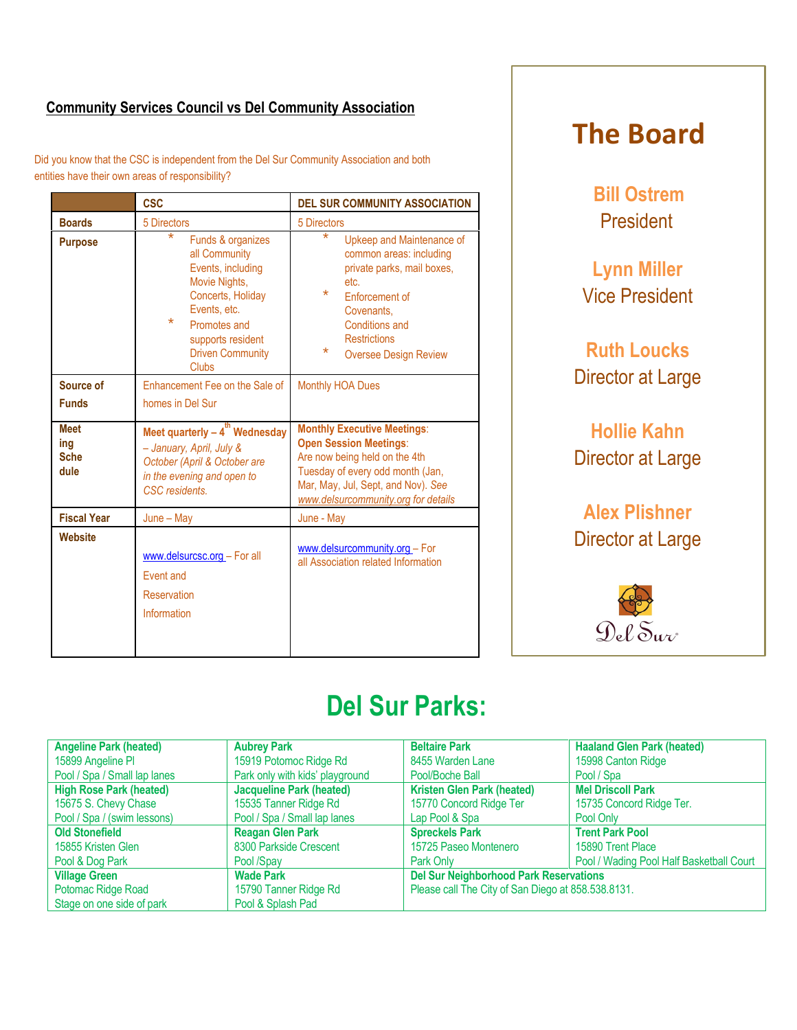## Community Services Council vs Del Community Association

Did you know that the CSC is independent from the Del Sur Community Association and both entities have their own areas of responsibility?

| | CSC | DEL SUR COMMUNITY ASSOCIATION |
|---|---|---|
| **Boards** | 5 Directors | 5 Directors |
| **Purpose** | * Funds & organizes all Community Events, including Movie Nights, Concerts, Holiday Events, etc.<br>* Promotes and supports resident Driven Community Clubs | * Upkeep and Maintenance of common areas: including private parks, mail boxes, etc.<br>* Enforcement of Covenants, Conditions and Restrictions<br>* Oversee Design Review |
| **Source of Funds** | Enhancement Fee on the Sale of homes in Del Sur | Monthly HOA Dues |
| **Meeting Schedule** | **Meet quarterly – 4th Wednesday** *– January, April, July & October (April & October are in the evening and open to CSC residents.* | **Monthly Executive Meetings**: **Open Session Meetings**: Are now being held on the 4th Tuesday of every odd month (Jan, Mar, May, Jul, Sept, and Nov). *See www.delsurcommunity.org for details* |
| **Fiscal Year** | June – May | June - May |
| **Website** | www.delsurcsc.org – For all Event and Reservation Information | www.delsurcommunity.org – For all Association related Information |

# The Board

**Bill Ostrem**
President

**Lynn Miller**
Vice President

**Ruth Loucks**
Director at Large

**Hollie Kahn**
Director at Large

**Alex Plishner**
Director at Large

Del Sur

# Del Sur Parks:

| | | | |
|---|---|---|---|
| **Angeline Park (heated)**<br>15899 Angeline Pl<br>Pool / Spa / Small lap lanes | **Aubrey Park**<br>15919 Potomoc Ridge Rd<br>Park only with kids' playground | **Beltaire Park**<br>8455 Warden Lane<br>Pool/Boche Ball | **Haaland Glen Park (heated)**<br>15998 Canton Ridge<br>Pool / Spa |
| **High Rose Park (heated)**<br>15675 S. Chevy Chase<br>Pool / Spa / (swim lessons) | **Jacqueline Park (heated)**<br>15535 Tanner Ridge Rd<br>Pool / Spa / Small lap lanes | **Kristen Glen Park (heated)**<br>15770 Concord Ridge Ter<br>Lap Pool & Spa | **Mel Driscoll Park**<br>15735 Concord Ridge Ter.<br>Pool Only |
| **Old Stonefield**<br>15855 Kristen Glen<br>Pool & Dog Park | **Reagan Glen Park**<br>8300 Parkside Crescent<br>Pool /Spay | **Spreckels Park**<br>15725 Paseo Montenero<br>Park Only | **Trent Park Pool**<br>15890 Trent Place<br>Pool / Wading Pool Half Basketball Court |
| **Village Green**<br>Potomac Ridge Road<br>Stage on one side of park | **Wade Park**<br>15790 Tanner Ridge Rd<br>Pool & Splash Pad | **Del Sur Neighborhood Park Reservations**<br>Please call The City of San Diego at 858.538.8131. | |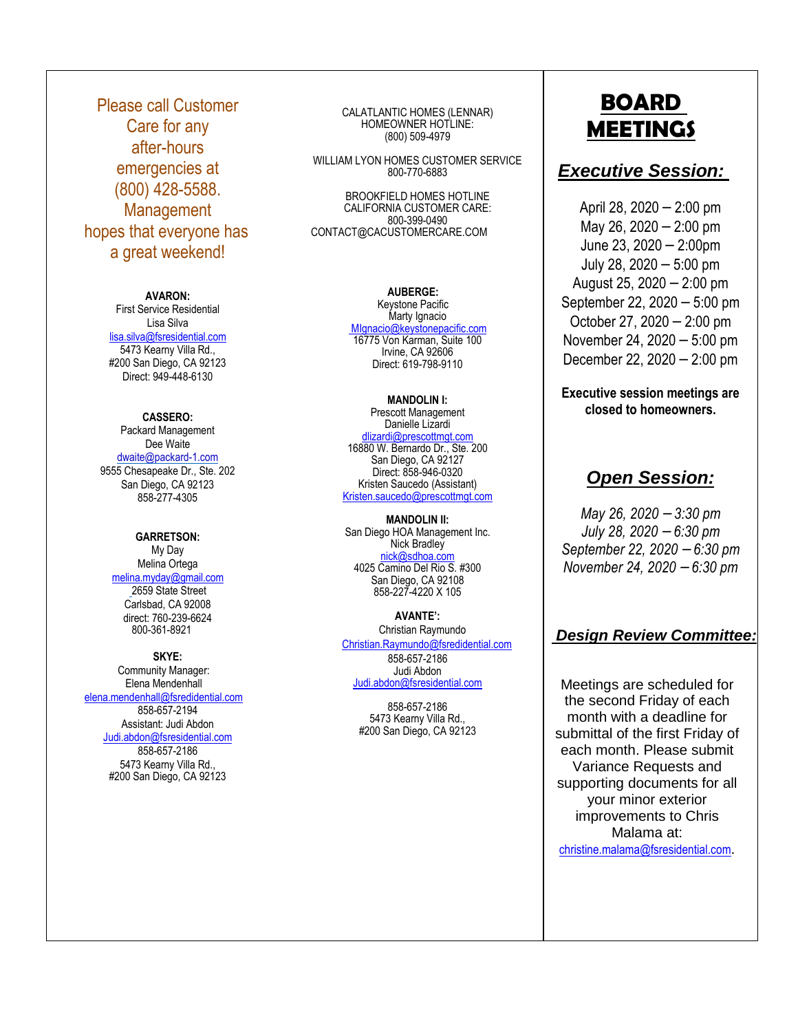Please call Customer Care for any after-hours emergencies at (800) 428-5588. Management hopes that everyone has a great weekend!

**AVARON:**
First Service Residential
Lisa Silva
lisa.silva@fsresidential.com
5473 Kearny Villa Rd.,
#200 San Diego, CA 92123
Direct: 949-448-6130

**CASSERO:**
Packard Management
Dee Waite
dwaite@packard-1.com
9555 Chesapeake Dr., Ste. 202
San Diego, CA 92123
858-277-4305

**GARRETSON:**
My Day
Melina Ortega
melina.myday@gmail.com
2659 State Street
Carlsbad, CA 92008
direct: 760-239-6624
800-361-8921

**SKYE:**
Community Manager:
Elena Mendenhall
elena.mendenhall@fsredidential.com
858-657-2194
Assistant: Judi Abdon
Judi.abdon@fsresidential.com
858-657-2186
5473 Kearny Villa Rd.,
#200 San Diego, CA 92123

CALATLANTIC HOMES (LENNAR)
HOMEOWNER HOTLINE:
(800) 509-4979

WILLIAM LYON HOMES CUSTOMER SERVICE
800-770-6883

BROOKFIELD HOMES HOTLINE
CALIFORNIA CUSTOMER CARE:
800-399-0490
CONTACT@CACUSTOMERCARE.COM

**AUBERGE:**
Keystone Pacific
Marty Ignacio
MIgnacio@keystonepacific.com
16775 Von Karman, Suite 100
Irvine, CA 92606
Direct: 619-798-9110

**MANDOLIN I:**
Prescott Management
Danielle Lizardi
dlizardi@prescottmgt.com
16880 W. Bernardo Dr., Ste. 200
San Diego, CA 92127
Direct: 858-946-0320
Kristen Saucedo (Assistant)
Kristen.saucedo@prescottmgt.com

**MANDOLIN II:**
San Diego HOA Management Inc.
Nick Bradley
nick@sdhoa.com
4025 Camino Del Rio S. #300
San Diego, CA 92108
858-227-4220 X 105

**AVANTE':**
Christian Raymundo
Christian.Raymundo@fsredidential.com
858-657-2186
Judi Abdon
Judi.abdon@fsresidential.com

858-657-2186
5473 Kearny Villa Rd.,
#200 San Diego, CA 92123

# BOARD MEETINGS

## *Executive Session:*

April 28, 2020 – 2:00 pm
May 26, 2020 – 2:00 pm
June 23, 2020 – 2:00pm
July 28, 2020 – 5:00 pm
August 25, 2020 – 2:00 pm
September 22, 2020 – 5:00 pm
October 27, 2020 – 2:00 pm
November 24, 2020 – 5:00 pm
December 22, 2020 – 2:00 pm

**Executive session meetings are closed to homeowners.**

## *Open Session:*

*May 26, 2020 – 3:30 pm*
*July 28, 2020 – 6:30 pm*
*September 22, 2020 – 6:30 pm*
*November 24, 2020 – 6:30 pm*

## *Design Review Committee:*

Meetings are scheduled for the second Friday of each month with a deadline for submittal of the first Friday of each month. Please submit Variance Requests and supporting documents for all your minor exterior improvements to Chris Malama at: christine.malama@fsresidential.com.